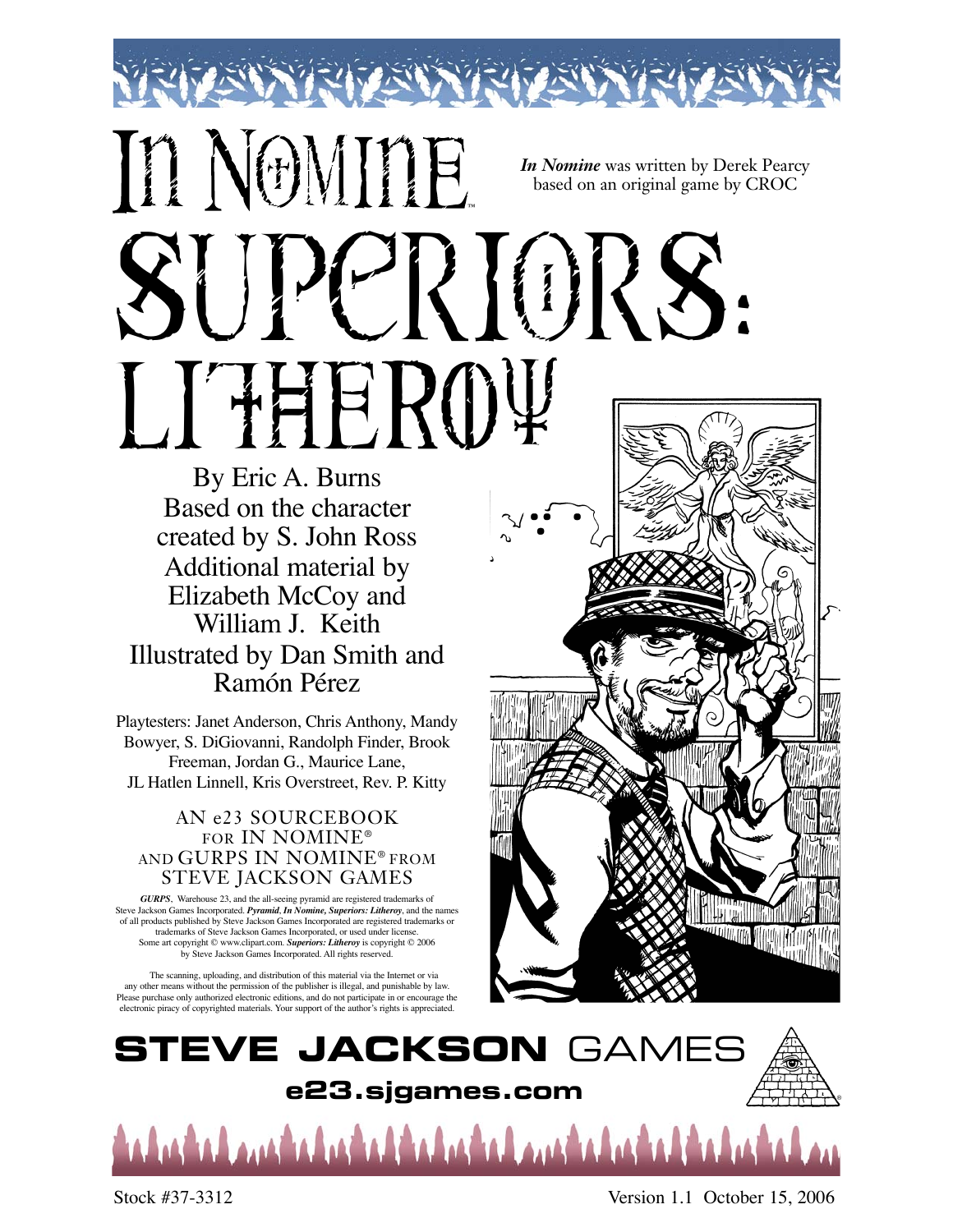# In Nomine Superiors: Litheroy

***In Nomine*** was written by Derek Pearcy based on an original game by CROC

By Eric A. Burns
Based on the character created by S. John Ross
Additional material by Elizabeth McCoy and William J. Keith
Illustrated by Dan Smith and Ramón Pérez

Playtesters: Janet Anderson, Chris Anthony, Mandy Bowyer, S. DiGiovanni, Randolph Finder, Brook Freeman, Jordan G., Maurice Lane, JL Hatlen Linnell, Kris Overstreet, Rev. P. Kitty

AN e23 SOURCEBOOK FOR IN NOMINE® AND GURPS IN NOMINE® FROM STEVE JACKSON GAMES

***GURPS***, Warehouse 23, and the all-seeing pyramid are registered trademarks of Steve Jackson Games Incorporated. ***Pyramid***, ***In Nomine, Superiors: Litheroy***, and the names of all products published by Steve Jackson Games Incorporated are registered trademarks or trademarks of Steve Jackson Games Incorporated, or used under license. Some art copyright © www.clipart.com. ***Superiors: Litheroy*** is copyright © 2006 by Steve Jackson Games Incorporated. All rights reserved.

The scanning, uploading, and distribution of this material via the Internet or via any other means without the permission of the publisher is illegal, and punishable by law. Please purchase only authorized electronic editions, and do not participate in or encourage the electronic piracy of copyrighted materials. Your support of the author's rights is appreciated.

**STEVE JACKSON** GAMES

**e23.sjgames.com**

Stock #37-3312

Version 1.1 October 15, 2006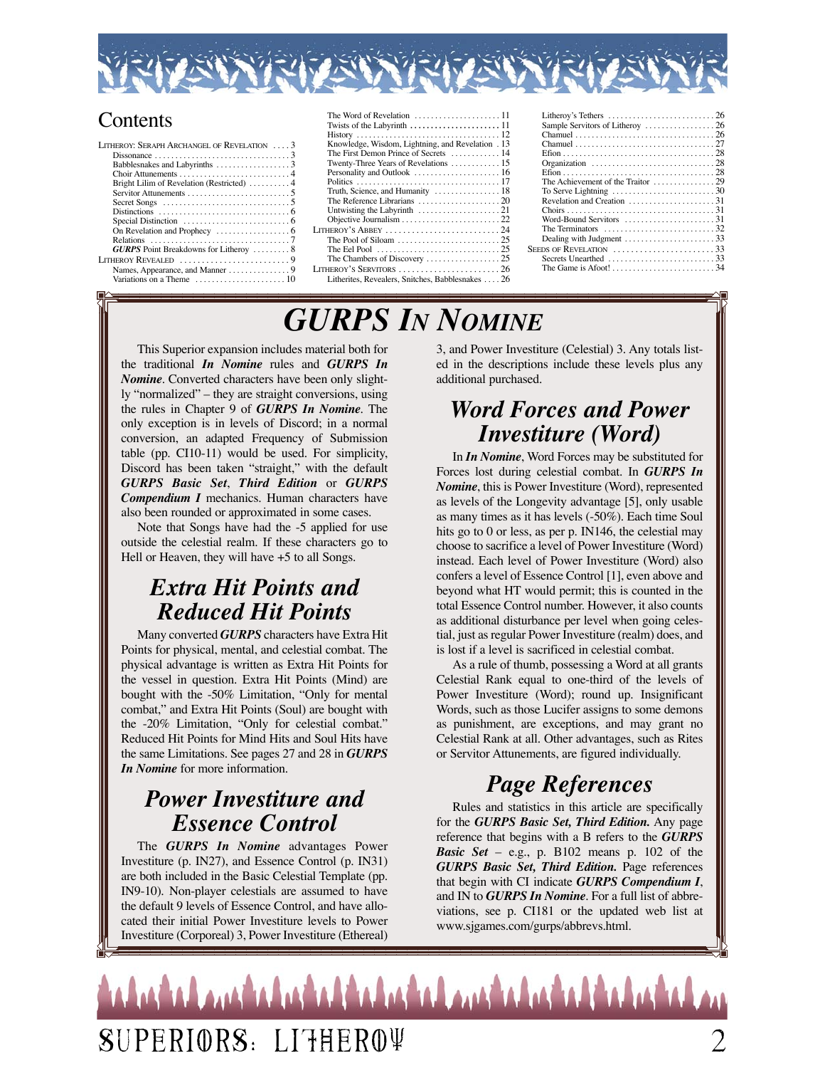# Contents

LITHEROY: SERAPH ARCHANGEL OF REVELATION . . . . 3
Dissonance . . . . 3
Babblesnakes and Labyrinths . . . . 3
Choir Attunements . . . . 4
Bright Lilim of Revelation (Restricted) . . . . 4
Servitor Attunements . . . . 5
Secret Songs . . . . 5
Distinctions . . . . 6
Special Distinction . . . . 6
On Revelation and Prophecy . . . . 6
Relations . . . . 7
*GURPS* Point Breakdowns for Litheroy . . . . 8
LITHEROY REVEALED . . . . 9
Names, Appearance, and Manner . . . . 9
Variations on a Theme . . . . 10
The Word of Revelation . . . . 11
Twists of the Labyrinth . . . . 11
History . . . . 12
Knowledge, Wisdom, Lightning, and Revelation . 13
The First Demon Prince of Secrets . . . . 14
Twenty-Three Years of Revelations . . . . 15
Personality and Outlook . . . . 16
Politics . . . . 17
Truth, Science, and Humanity . . . . 18
The Reference Librarians . . . . 20
Untwisting the Labyrinth . . . . 21
Objective Journalism . . . . 22
LITHEROY'S ABBEY . . . . 24
The Pool of Siloam . . . . 25
The Eel Pool . . . . 25
The Chambers of Discovery . . . . 25
LITHEROY'S SERVITORS . . . . 26
Litherites, Revealers, Snitches, Babblesnakes . . . . 26
Litheroy's Tethers . . . . 26
Sample Servitors of Litheroy . . . . 26
Chamuel . . . . 26
Chamuel . . . . 27
Efion . . . . 28
Organization . . . . 28
Efion . . . . 28
The Achievement of the Traitor . . . . 29
To Serve Lightning . . . . 30
Revelation and Creation . . . . 31
Choirs . . . . 31
Word-Bound Servitors . . . . 31
The Terminators . . . . 32
Dealing with Judgment . . . . 33
SEEDS OF REVELATION . . . . 33
Secrets Unearthed . . . . 33
The Game is Afoot! . . . . 34

# *GURPS In Nomine*

This Superior expansion includes material both for the traditional ***In Nomine*** rules and ***GURPS In Nomine***. Converted characters have been only slightly "normalized" – they are straight conversions, using the rules in Chapter 9 of ***GURPS In Nomine***. The only exception is in levels of Discord; in a normal conversion, an adapted Frequency of Submission table (pp. CI10-11) would be used. For simplicity, Discord has been taken "straight," with the default ***GURPS Basic Set, Third Edition*** or ***GURPS Compendium I*** mechanics. Human characters have also been rounded or approximated in some cases.

Note that Songs have had the -5 applied for use outside the celestial realm. If these characters go to Hell or Heaven, they will have +5 to all Songs.

## *Extra Hit Points and Reduced Hit Points*

Many converted ***GURPS*** characters have Extra Hit Points for physical, mental, and celestial combat. The physical advantage is written as Extra Hit Points for the vessel in question. Extra Hit Points (Mind) are bought with the -50% Limitation, "Only for mental combat," and Extra Hit Points (Soul) are bought with the -20% Limitation, "Only for celestial combat." Reduced Hit Points for Mind Hits and Soul Hits have the same Limitations. See pages 27 and 28 in ***GURPS In Nomine*** for more information.

## *Power Investiture and Essence Control*

The ***GURPS In Nomine*** advantages Power Investiture (p. IN27), and Essence Control (p. IN31) are both included in the Basic Celestial Template (pp. IN9-10). Non-player celestials are assumed to have the default 9 levels of Essence Control, and have allocated their initial Power Investiture levels to Power Investiture (Corporeal) 3, Power Investiture (Ethereal) 3, and Power Investiture (Celestial) 3. Any totals listed in the descriptions include these levels plus any additional purchased.

## *Word Forces and Power Investiture (Word)*

In ***In Nomine***, Word Forces may be substituted for Forces lost during celestial combat. In ***GURPS In Nomine***, this is Power Investiture (Word), represented as levels of the Longevity advantage [5], only usable as many times as it has levels (-50%). Each time Soul hits go to 0 or less, as per p. IN146, the celestial may choose to sacrifice a level of Power Investiture (Word) instead. Each level of Power Investiture (Word) also confers a level of Essence Control [1], even above and beyond what HT would permit; this is counted in the total Essence Control number. However, it also counts as additional disturbance per level when going celestial, just as regular Power Investiture (realm) does, and is lost if a level is sacrificed in celestial combat.

As a rule of thumb, possessing a Word at all grants Celestial Rank equal to one-third of the levels of Power Investiture (Word); round up. Insignificant Words, such as those Lucifer assigns to some demons as punishment, are exceptions, and may grant no Celestial Rank at all. Other advantages, such as Rites or Servitor Attunements, are figured individually.

## *Page References*

Rules and statistics in this article are specifically for the ***GURPS Basic Set, Third Edition.*** Any page reference that begins with a B refers to the ***GURPS Basic Set*** – e.g., p. B102 means p. 102 of the ***GURPS Basic Set, Third Edition.*** Page references that begin with CI indicate ***GURPS Compendium I***, and IN to ***GURPS In Nomine***. For a full list of abbreviations, see p. CI181 or the updated web list at www.sjgames.com/gurps/abbrevs.html.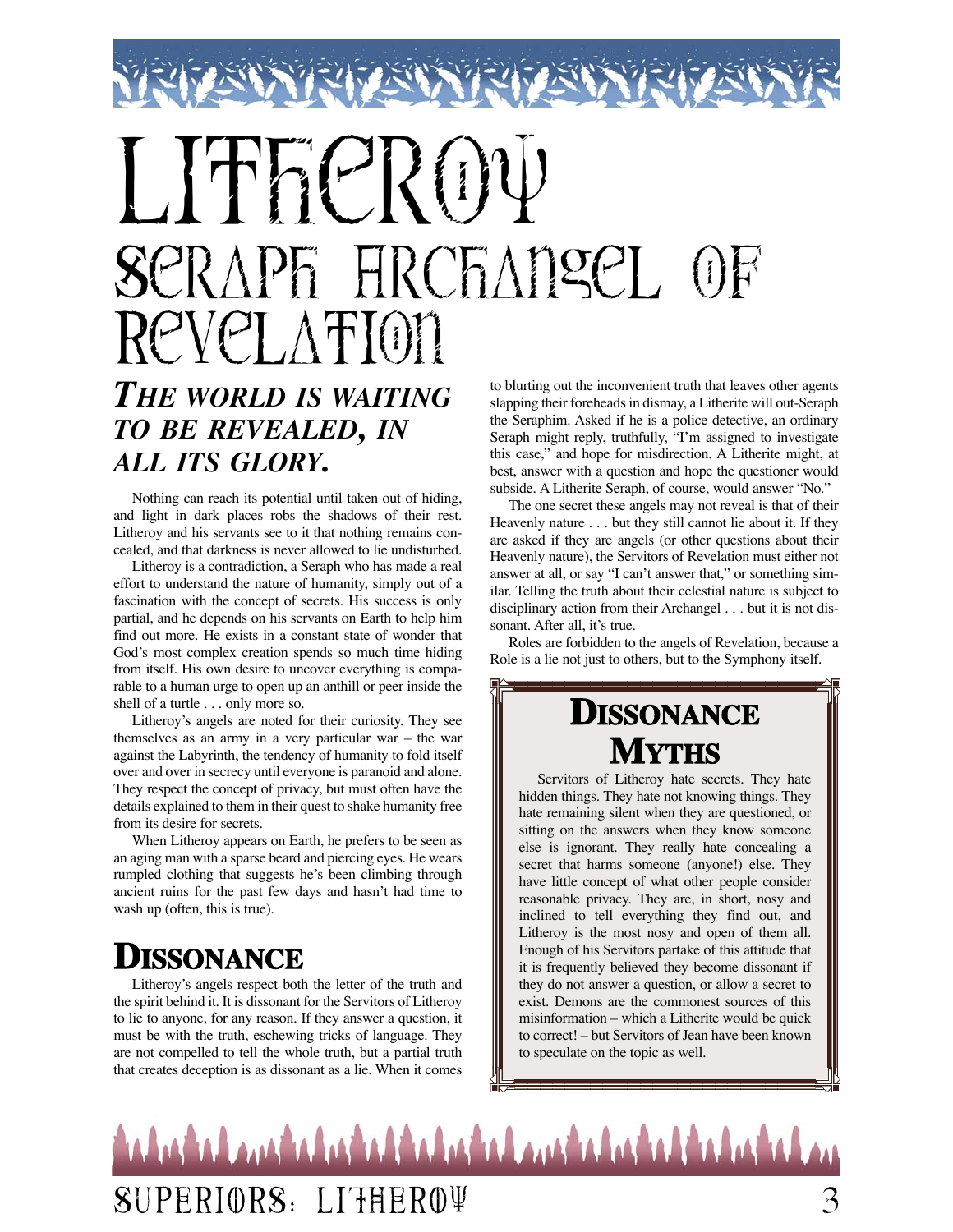# Litheroy

## Seraph Archangel of Revelation

### *The world is waiting to be revealed, in all its glory.*

Nothing can reach its potential until taken out of hiding, and light in dark places robs the shadows of their rest. Litheroy and his servants see to it that nothing remains concealed, and that darkness is never allowed to lie undisturbed.

Litheroy is a contradiction, a Seraph who has made a real effort to understand the nature of humanity, simply out of a fascination with the concept of secrets. His success is only partial, and he depends on his servants on Earth to help him find out more. He exists in a constant state of wonder that God's most complex creation spends so much time hiding from itself. His own desire to uncover everything is comparable to a human urge to open up an anthill or peer inside the shell of a turtle . . . only more so.

Litheroy's angels are noted for their curiosity. They see themselves as an army in a very particular war – the war against the Labyrinth, the tendency of humanity to fold itself over and over in secrecy until everyone is paranoid and alone. They respect the concept of privacy, but must often have the details explained to them in their quest to shake humanity free from its desire for secrets.

When Litheroy appears on Earth, he prefers to be seen as an aging man with a sparse beard and piercing eyes. He wears rumpled clothing that suggests he's been climbing through ancient ruins for the past few days and hasn't had time to wash up (often, this is true).

## Dissonance

Litheroy's angels respect both the letter of the truth and the spirit behind it. It is dissonant for the Servitors of Litheroy to lie to anyone, for any reason. If they answer a question, it must be with the truth, eschewing tricks of language. They are not compelled to tell the whole truth, but a partial truth that creates deception is as dissonant as a lie. When it comes to blurting out the inconvenient truth that leaves other agents slapping their foreheads in dismay, a Litherite will out-Seraph the Seraphim. Asked if he is a police detective, an ordinary Seraph might reply, truthfully, "I'm assigned to investigate this case," and hope for misdirection. A Litherite might, at best, answer with a question and hope the questioner would subside. A Litherite Seraph, of course, would answer "No."

The one secret these angels may not reveal is that of their Heavenly nature . . . but they still cannot lie about it. If they are asked if they are angels (or other questions about their Heavenly nature), the Servitors of Revelation must either not answer at all, or say "I can't answer that," or something similar. Telling the truth about their celestial nature is subject to disciplinary action from their Archangel . . . but it is not dissonant. After all, it's true.

Roles are forbidden to the angels of Revelation, because a Role is a lie not just to others, but to the Symphony itself.

### Dissonance Myths

Servitors of Litheroy hate secrets. They hate hidden things. They hate not knowing things. They hate remaining silent when they are questioned, or sitting on the answers when they know someone else is ignorant. They really hate concealing a secret that harms someone (anyone!) else. They have little concept of what other people consider reasonable privacy. They are, in short, nosy and inclined to tell everything they find out, and Litheroy is the most nosy and open of them all. Enough of his Servitors partake of this attitude that it is frequently believed they become dissonant if they do not answer a question, or allow a secret to exist. Demons are the commonest sources of this misinformation – which a Litherite would be quick to correct! – but Servitors of Jean have been known to speculate on the topic as well.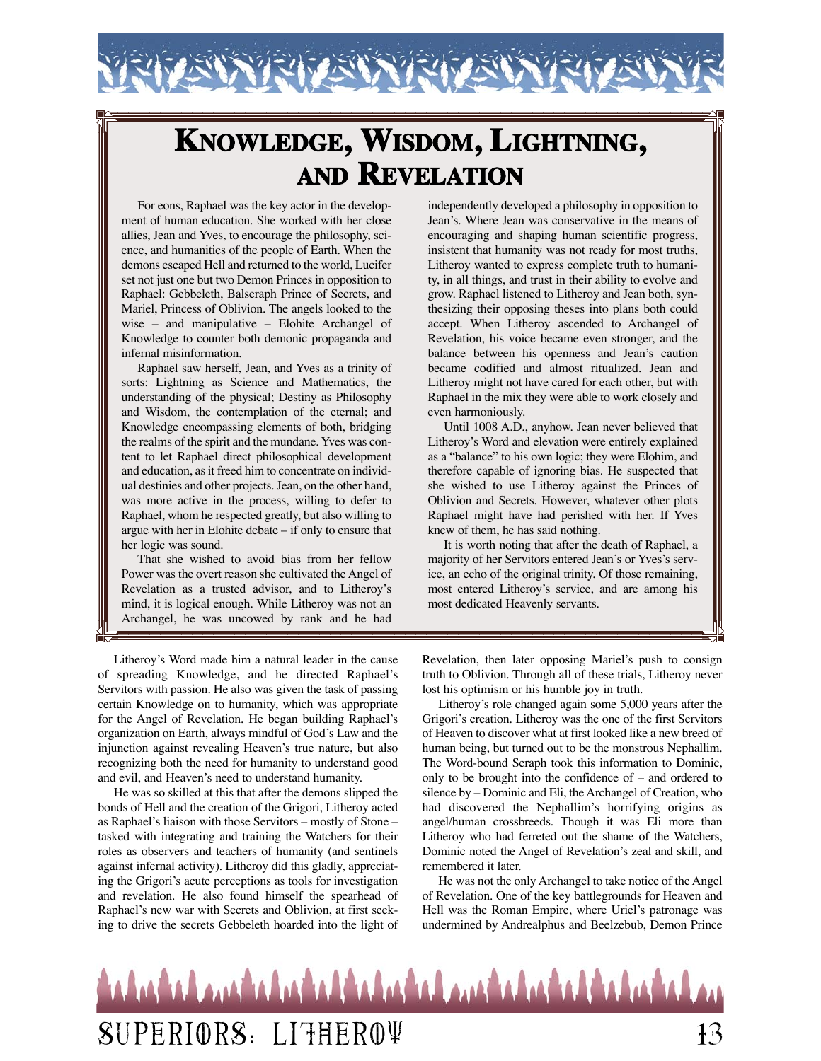## Knowledge, Wisdom, Lightning, and Revelation

For eons, Raphael was the key actor in the development of human education. She worked with her close allies, Jean and Yves, to encourage the philosophy, science, and humanities of the people of Earth. When the demons escaped Hell and returned to the world, Lucifer set not just one but two Demon Princes in opposition to Raphael: Gebbeleth, Balseraph Prince of Secrets, and Mariel, Princess of Oblivion. The angels looked to the wise – and manipulative – Elohite Archangel of Knowledge to counter both demonic propaganda and infernal misinformation.

Raphael saw herself, Jean, and Yves as a trinity of sorts: Lightning as Science and Mathematics, the understanding of the physical; Destiny as Philosophy and Wisdom, the contemplation of the eternal; and Knowledge encompassing elements of both, bridging the realms of the spirit and the mundane. Yves was content to let Raphael direct philosophical development and education, as it freed him to concentrate on individual destinies and other projects. Jean, on the other hand, was more active in the process, willing to defer to Raphael, whom he respected greatly, but also willing to argue with her in Elohite debate – if only to ensure that her logic was sound.

That she wished to avoid bias from her fellow Power was the overt reason she cultivated the Angel of Revelation as a trusted advisor, and to Litheroy's mind, it is logical enough. While Litheroy was not an Archangel, he was uncowed by rank and he had independently developed a philosophy in opposition to Jean's. Where Jean was conservative in the means of encouraging and shaping human scientific progress, insistent that humanity was not ready for most truths, Litheroy wanted to express complete truth to humanity, in all things, and trust in their ability to evolve and grow. Raphael listened to Litheroy and Jean both, synthesizing their opposing theses into plans both could accept. When Litheroy ascended to Archangel of Revelation, his voice became even stronger, and the balance between his openness and Jean's caution became codified and almost ritualized. Jean and Litheroy might not have cared for each other, but with Raphael in the mix they were able to work closely and even harmoniously.

Until 1008 A.D., anyhow. Jean never believed that Litheroy's Word and elevation were entirely explained as a "balance" to his own logic; they were Elohim, and therefore capable of ignoring bias. He suspected that she wished to use Litheroy against the Princes of Oblivion and Secrets. However, whatever other plots Raphael might have had perished with her. If Yves knew of them, he has said nothing.

It is worth noting that after the death of Raphael, a majority of her Servitors entered Jean's or Yves's service, an echo of the original trinity. Of those remaining, most entered Litheroy's service, and are among his most dedicated Heavenly servants.

---

Litheroy's Word made him a natural leader in the cause of spreading Knowledge, and he directed Raphael's Servitors with passion. He also was given the task of passing certain Knowledge on to humanity, which was appropriate for the Angel of Revelation. He began building Raphael's organization on Earth, always mindful of God's Law and the injunction against revealing Heaven's true nature, but also recognizing both the need for humanity to understand good and evil, and Heaven's need to understand humanity.

He was so skilled at this that after the demons slipped the bonds of Hell and the creation of the Grigori, Litheroy acted as Raphael's liaison with those Servitors – mostly of Stone – tasked with integrating and training the Watchers for their roles as observers and teachers of humanity (and sentinels against infernal activity). Litheroy did this gladly, appreciating the Grigori's acute perceptions as tools for investigation and revelation. He also found himself the spearhead of Raphael's new war with Secrets and Oblivion, at first seeking to drive the secrets Gebbeleth hoarded into the light of Revelation, then later opposing Mariel's push to consign truth to Oblivion. Through all of these trials, Litheroy never lost his optimism or his humble joy in truth.

Litheroy's role changed again some 5,000 years after the Grigori's creation. Litheroy was the one of the first Servitors of Heaven to discover what at first looked like a new breed of human being, but turned out to be the monstrous Nephallim. The Word-bound Seraph took this information to Dominic, only to be brought into the confidence of – and ordered to silence by – Dominic and Eli, the Archangel of Creation, who had discovered the Nephallim's horrifying origins as angel/human crossbreeds. Though it was Eli more than Litheroy who had ferreted out the shame of the Watchers, Dominic noted the Angel of Revelation's zeal and skill, and remembered it later.

He was not the only Archangel to take notice of the Angel of Revelation. One of the key battlegrounds for Heaven and Hell was the Roman Empire, where Uriel's patronage was undermined by Andrealphus and Beelzebub, Demon Prince